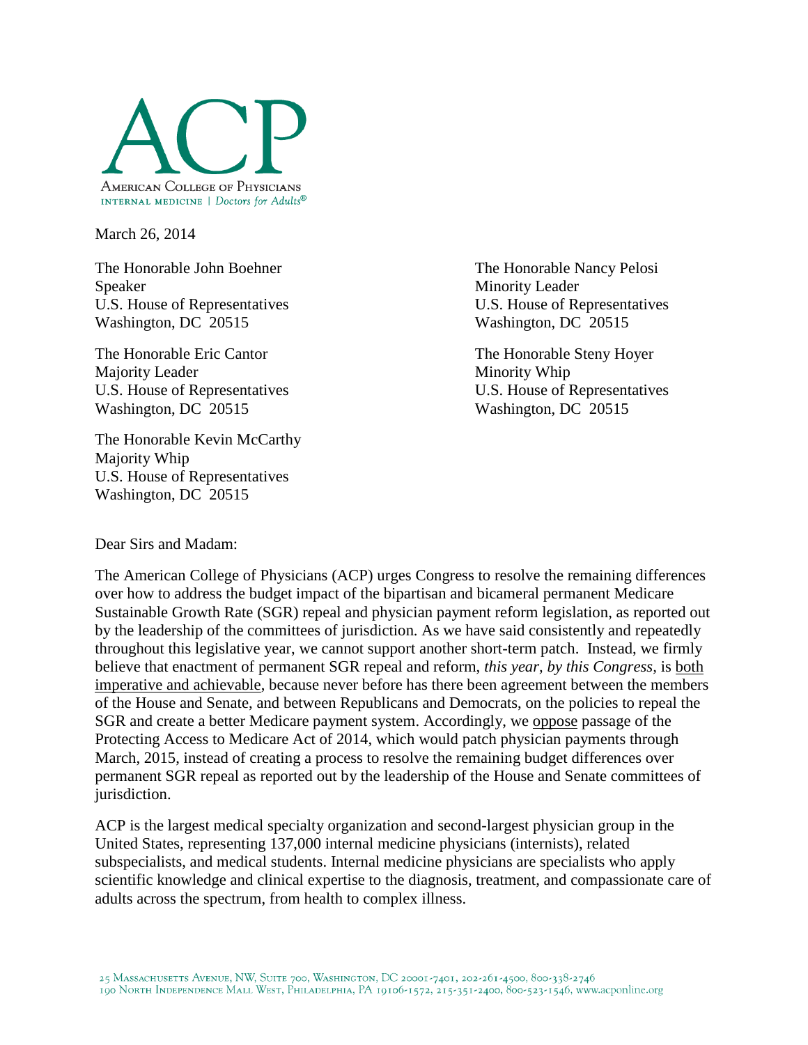ACP

AMERICAN COLLEGE OF PHYSICIANS
INTERNAL MEDICINE | *Doctors for Adults*®

March 26, 2014

The Honorable John Boehner
Speaker
U.S. House of Representatives
Washington, DC 20515

The Honorable Eric Cantor
Majority Leader
U.S. House of Representatives
Washington, DC 20515

The Honorable Kevin McCarthy
Majority Whip
U.S. House of Representatives
Washington, DC 20515

The Honorable Nancy Pelosi
Minority Leader
U.S. House of Representatives
Washington, DC 20515

The Honorable Steny Hoyer
Minority Whip
U.S. House of Representatives
Washington, DC 20515

Dear Sirs and Madam:

The American College of Physicians (ACP) urges Congress to resolve the remaining differences over how to address the budget impact of the bipartisan and bicameral permanent Medicare Sustainable Growth Rate (SGR) repeal and physician payment reform legislation, as reported out by the leadership of the committees of jurisdiction. As we have said consistently and repeatedly throughout this legislative year, we cannot support another short-term patch. Instead, we firmly believe that enactment of permanent SGR repeal and reform, *this year*, *by this Congress*, is <u>both imperative and achievable</u>, because never before has there been agreement between the members of the House and Senate, and between Republicans and Democrats, on the policies to repeal the SGR and create a better Medicare payment system. Accordingly, we <u>oppose</u> passage of the Protecting Access to Medicare Act of 2014, which would patch physician payments through March, 2015, instead of creating a process to resolve the remaining budget differences over permanent SGR repeal as reported out by the leadership of the House and Senate committees of jurisdiction.

ACP is the largest medical specialty organization and second-largest physician group in the United States, representing 137,000 internal medicine physicians (internists), related subspecialists, and medical students. Internal medicine physicians are specialists who apply scientific knowledge and clinical expertise to the diagnosis, treatment, and compassionate care of adults across the spectrum, from health to complex illness.

25 Massachusetts Avenue, NW, Suite 700, Washington, DC 20001-7401, 202-261-4500, 800-338-2746
190 North Independence Mall West, Philadelphia, PA 19106-1572, 215-351-2400, 800-523-1546, www.acponline.org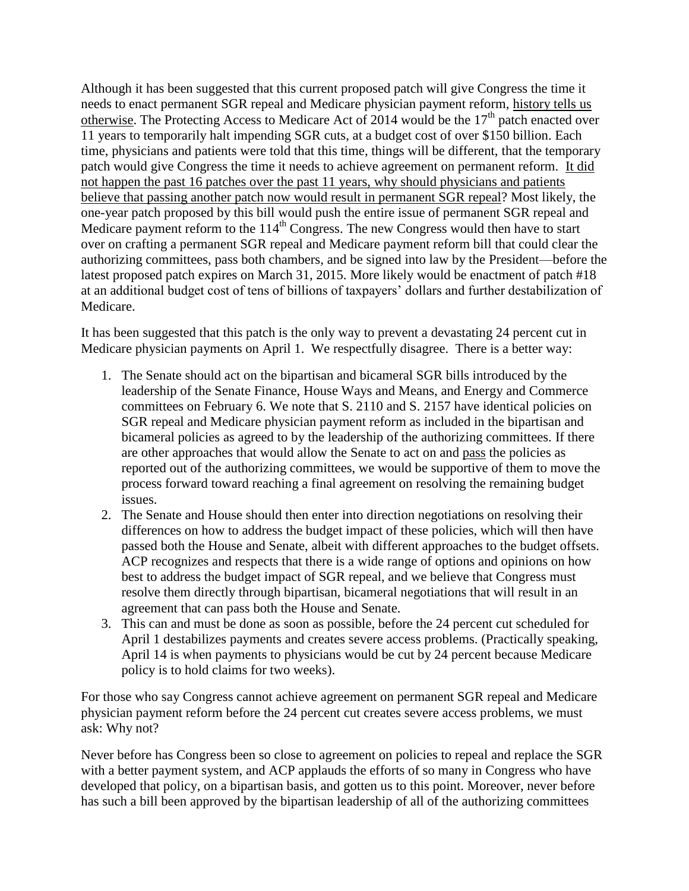Although it has been suggested that this current proposed patch will give Congress the time it needs to enact permanent SGR repeal and Medicare physician payment reform, <u>history tells us otherwise</u>. The Protecting Access to Medicare Act of 2014 would be the 17th patch enacted over 11 years to temporarily halt impending SGR cuts, at a budget cost of over $150 billion. Each time, physicians and patients were told that this time, things will be different, that the temporary patch would give Congress the time it needs to achieve agreement on permanent reform. <u>It did not happen the past 16 patches over the past 11 years, why should physicians and patients believe that passing another patch now would result in permanent SGR repeal</u>? Most likely, the one-year patch proposed by this bill would push the entire issue of permanent SGR repeal and Medicare payment reform to the 114th Congress. The new Congress would then have to start over on crafting a permanent SGR repeal and Medicare payment reform bill that could clear the authorizing committees, pass both chambers, and be signed into law by the President—before the latest proposed patch expires on March 31, 2015. More likely would be enactment of patch #18 at an additional budget cost of tens of billions of taxpayers' dollars and further destabilization of Medicare.

It has been suggested that this patch is the only way to prevent a devastating 24 percent cut in Medicare physician payments on April 1. We respectfully disagree. There is a better way:

1. The Senate should act on the bipartisan and bicameral SGR bills introduced by the leadership of the Senate Finance, House Ways and Means, and Energy and Commerce committees on February 6. We note that S. 2110 and S. 2157 have identical policies on SGR repeal and Medicare physician payment reform as included in the bipartisan and bicameral policies as agreed to by the leadership of the authorizing committees. If there are other approaches that would allow the Senate to act on and <u>pass</u> the policies as reported out of the authorizing committees, we would be supportive of them to move the process forward toward reaching a final agreement on resolving the remaining budget issues.
2. The Senate and House should then enter into direction negotiations on resolving their differences on how to address the budget impact of these policies, which will then have passed both the House and Senate, albeit with different approaches to the budget offsets. ACP recognizes and respects that there is a wide range of options and opinions on how best to address the budget impact of SGR repeal, and we believe that Congress must resolve them directly through bipartisan, bicameral negotiations that will result in an agreement that can pass both the House and Senate.
3. This can and must be done as soon as possible, before the 24 percent cut scheduled for April 1 destabilizes payments and creates severe access problems. (Practically speaking, April 14 is when payments to physicians would be cut by 24 percent because Medicare policy is to hold claims for two weeks).

For those who say Congress cannot achieve agreement on permanent SGR repeal and Medicare physician payment reform before the 24 percent cut creates severe access problems, we must ask: Why not?

Never before has Congress been so close to agreement on policies to repeal and replace the SGR with a better payment system, and ACP applauds the efforts of so many in Congress who have developed that policy, on a bipartisan basis, and gotten us to this point. Moreover, never before has such a bill been approved by the bipartisan leadership of all of the authorizing committees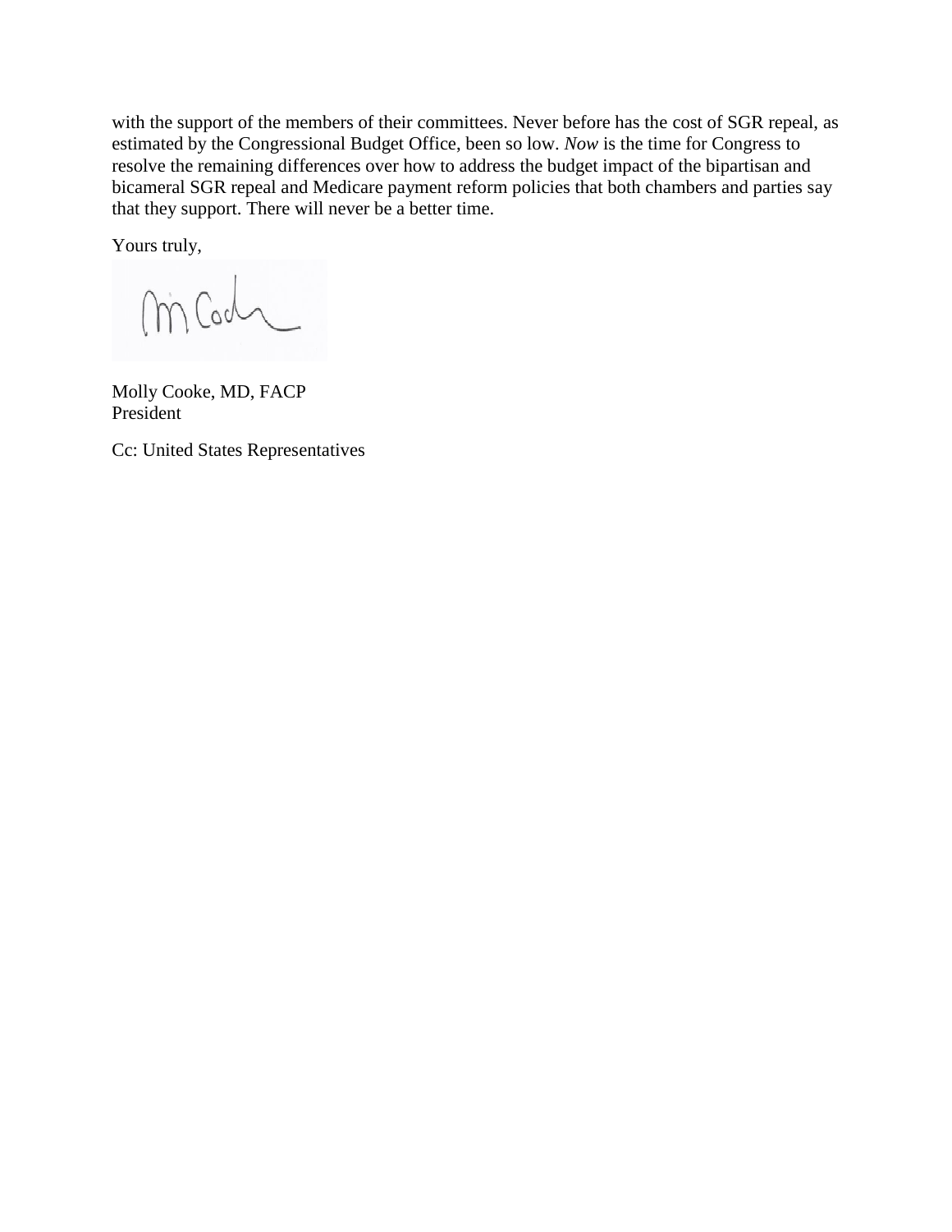with the support of the members of their committees. Never before has the cost of SGR repeal, as estimated by the Congressional Budget Office, been so low. *Now* is the time for Congress to resolve the remaining differences over how to address the budget impact of the bipartisan and bicameral SGR repeal and Medicare payment reform policies that both chambers and parties say that they support. There will never be a better time.

Yours truly,

Molly Cooke, MD, FACP
President

Cc: United States Representatives